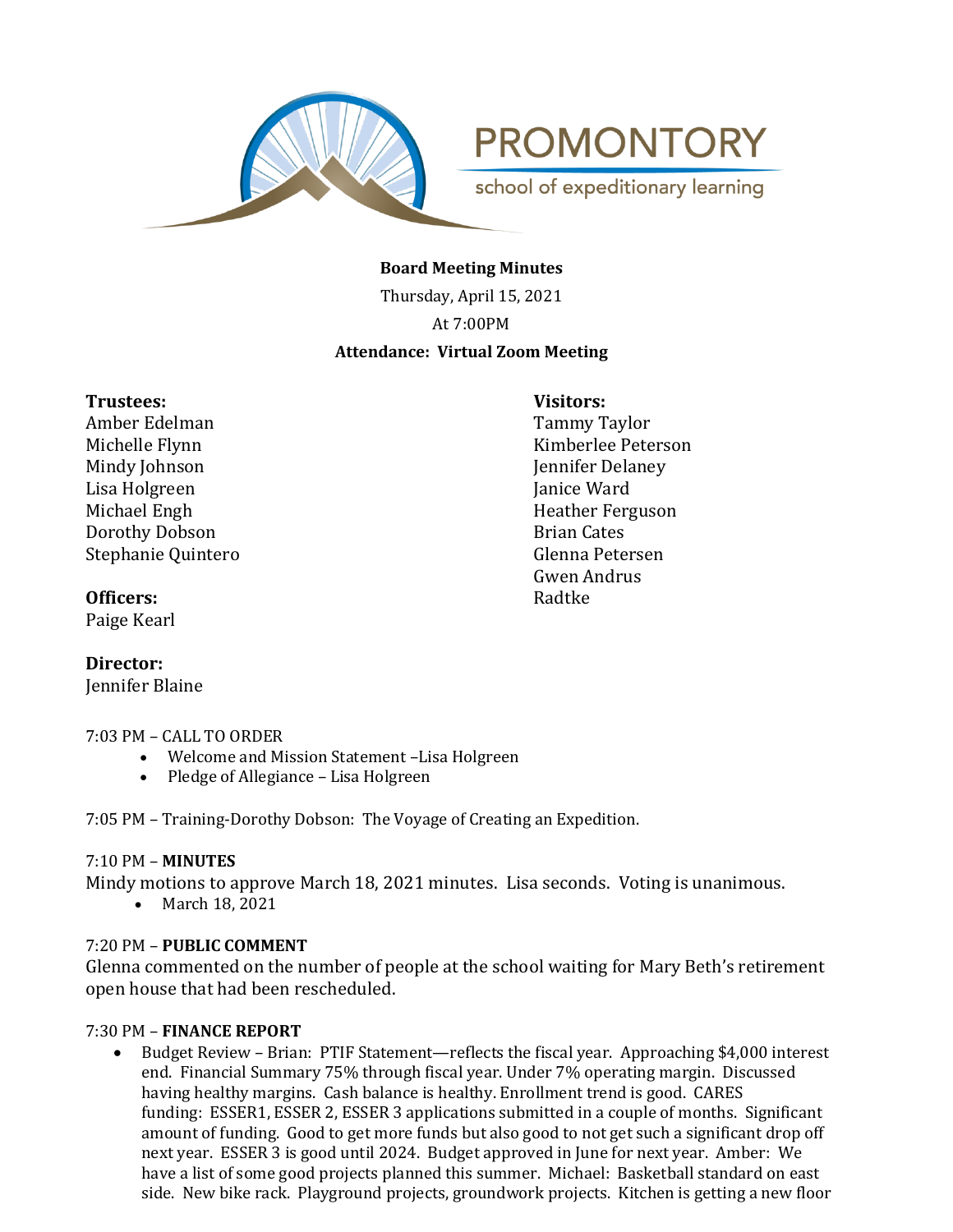PROMONTORY

school of expeditionary learning

**Board Meeting Minutes**

Thursday, April 15, 2021

At 7:00PM

**Attendance: Virtual Zoom Meeting**

**Trustees:**
Amber Edelman
Michelle Flynn
Mindy Johnson
Lisa Holgreen
Michael Engh
Dorothy Dobson
Stephanie Quintero

**Officers:**
Paige Kearl

**Director:**
Jennifer Blaine

**Visitors:**
Tammy Taylor
Kimberlee Peterson
Jennifer Delaney
Janice Ward
Heather Ferguson
Brian Cates
Glenna Petersen
Gwen Andrus
Radtke

7:03 PM – CALL TO ORDER

- Welcome and Mission Statement –Lisa Holgreen
- Pledge of Allegiance – Lisa Holgreen

7:05 PM – Training-Dorothy Dobson: The Voyage of Creating an Expedition.

7:10 PM – **MINUTES**

Mindy motions to approve March 18, 2021 minutes. Lisa seconds. Voting is unanimous.

- March 18, 2021

7:20 PM – **PUBLIC COMMENT**

Glenna commented on the number of people at the school waiting for Mary Beth's retirement open house that had been rescheduled.

7:30 PM – **FINANCE REPORT**

- Budget Review – Brian: PTIF Statement—reflects the fiscal year. Approaching $4,000 interest end. Financial Summary 75% through fiscal year. Under 7% operating margin. Discussed having healthy margins. Cash balance is healthy. Enrollment trend is good. CARES funding: ESSER1, ESSER 2, ESSER 3 applications submitted in a couple of months. Significant amount of funding. Good to get more funds but also good to not get such a significant drop off next year. ESSER 3 is good until 2024. Budget approved in June for next year. Amber: We have a list of some good projects planned this summer. Michael: Basketball standard on east side. New bike rack. Playground projects, groundwork projects. Kitchen is getting a new floor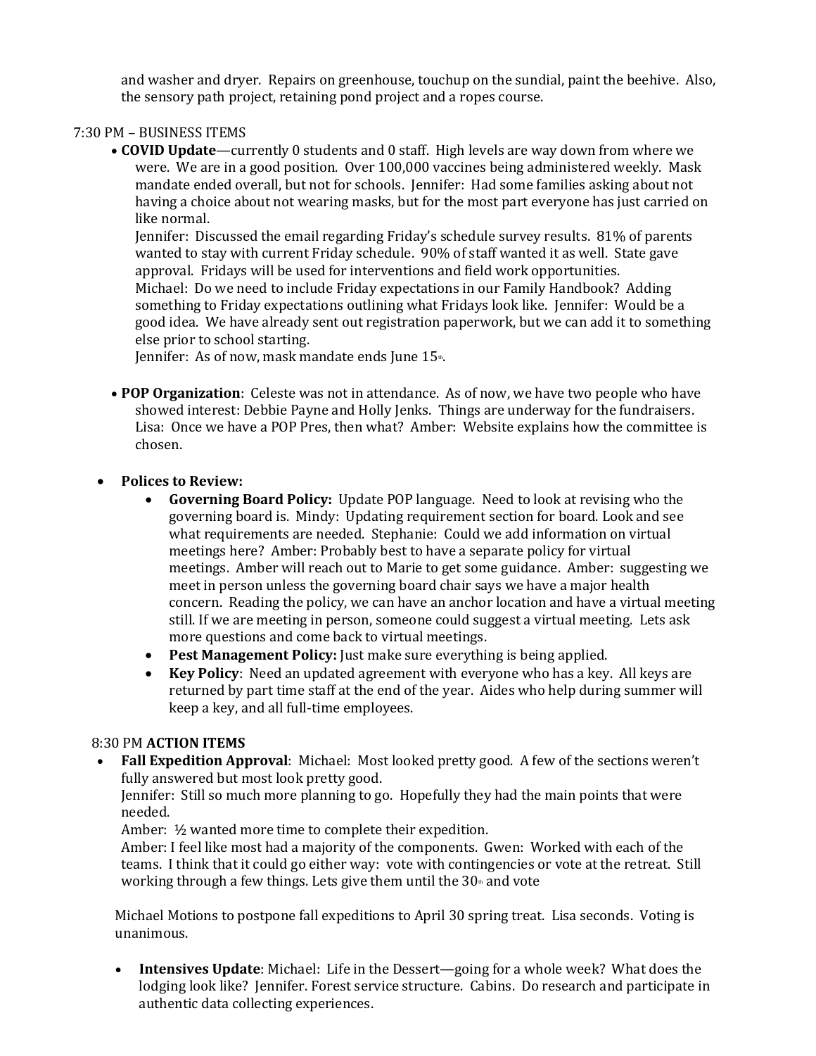and washer and dryer. Repairs on greenhouse, touchup on the sundial, paint the beehive. Also, the sensory path project, retaining pond project and a ropes course.

7:30 PM – BUSINESS ITEMS

- **COVID Update**—currently 0 students and 0 staff. High levels are way down from where we were. We are in a good position. Over 100,000 vaccines being administered weekly. Mask mandate ended overall, but not for schools. Jennifer: Had some families asking about not having a choice about not wearing masks, but for the most part everyone has just carried on like normal.
  Jennifer: Discussed the email regarding Friday's schedule survey results. 81% of parents wanted to stay with current Friday schedule. 90% of staff wanted it as well. State gave approval. Fridays will be used for interventions and field work opportunities.
  Michael: Do we need to include Friday expectations in our Family Handbook? Adding something to Friday expectations outlining what Fridays look like. Jennifer: Would be a good idea. We have already sent out registration paperwork, but we can add it to something else prior to school starting.
  Jennifer: As of now, mask mandate ends June 15th.

- **POP Organization**: Celeste was not in attendance. As of now, we have two people who have showed interest: Debbie Payne and Holly Jenks. Things are underway for the fundraisers. Lisa: Once we have a POP Pres, then what? Amber: Website explains how the committee is chosen.

- **Polices to Review:**
  - **Governing Board Policy:** Update POP language. Need to look at revising who the governing board is. Mindy: Updating requirement section for board. Look and see what requirements are needed. Stephanie: Could we add information on virtual meetings here? Amber: Probably best to have a separate policy for virtual meetings. Amber will reach out to Marie to get some guidance. Amber: suggesting we meet in person unless the governing board chair says we have a major health concern. Reading the policy, we can have an anchor location and have a virtual meeting still. If we are meeting in person, someone could suggest a virtual meeting. Lets ask more questions and come back to virtual meetings.
  - **Pest Management Policy:** Just make sure everything is being applied.
  - **Key Policy**: Need an updated agreement with everyone who has a key. All keys are returned by part time staff at the end of the year. Aides who help during summer will keep a key, and all full-time employees.

8:30 PM **ACTION ITEMS**

- **Fall Expedition Approval**: Michael: Most looked pretty good. A few of the sections weren't fully answered but most look pretty good.
  Jennifer: Still so much more planning to go. Hopefully they had the main points that were needed.
  Amber: ½ wanted more time to complete their expedition.
  Amber: I feel like most had a majority of the components. Gwen: Worked with each of the teams. I think that it could go either way: vote with contingencies or vote at the retreat. Still working through a few things. Lets give them until the 30th and vote

Michael Motions to postpone fall expeditions to April 30 spring treat. Lisa seconds. Voting is unanimous.

- **Intensives Update**: Michael: Life in the Dessert—going for a whole week? What does the lodging look like? Jennifer. Forest service structure. Cabins. Do research and participate in authentic data collecting experiences.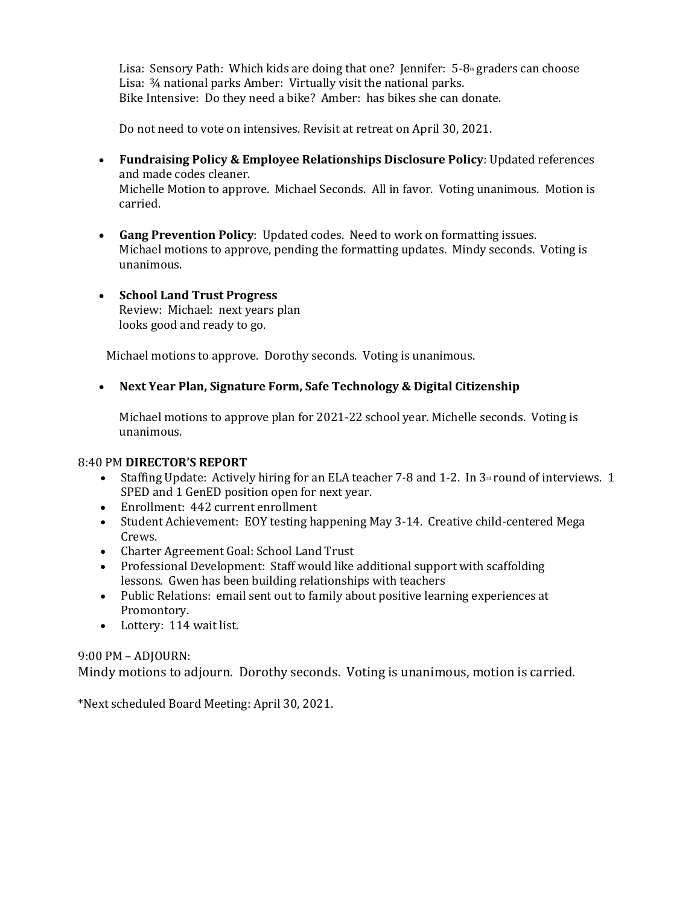Lisa: Sensory Path: Which kids are doing that one? Jennifer: 5-8th graders can choose
Lisa: ¾ national parks Amber: Virtually visit the national parks.
Bike Intensive: Do they need a bike? Amber: has bikes she can donate.

Do not need to vote on intensives. Revisit at retreat on April 30, 2021.

- **Fundraising Policy & Employee Relationships Disclosure Policy**: Updated references and made codes cleaner.
  Michelle Motion to approve. Michael Seconds. All in favor. Voting unanimous. Motion is carried.

- **Gang Prevention Policy**: Updated codes. Need to work on formatting issues.
  Michael motions to approve, pending the formatting updates. Mindy seconds. Voting is unanimous.

- **School Land Trust Progress**
  Review: Michael: next years plan
  looks good and ready to go.

Michael motions to approve. Dorothy seconds. Voting is unanimous.

- **Next Year Plan, Signature Form, Safe Technology & Digital Citizenship**

  Michael motions to approve plan for 2021-22 school year. Michelle seconds. Voting is unanimous.

8:40 PM **DIRECTOR'S REPORT**

- Staffing Update: Actively hiring for an ELA teacher 7-8 and 1-2. In 3rd round of interviews. 1 SPED and 1 GenED position open for next year.
- Enrollment: 442 current enrollment
- Student Achievement: EOY testing happening May 3-14. Creative child-centered Mega Crews.
- Charter Agreement Goal: School Land Trust
- Professional Development: Staff would like additional support with scaffolding lessons. Gwen has been building relationships with teachers
- Public Relations: email sent out to family about positive learning experiences at Promontory.
- Lottery: 114 wait list.

9:00 PM – ADJOURN:
Mindy motions to adjourn. Dorothy seconds. Voting is unanimous, motion is carried.

*Next scheduled Board Meeting: April 30, 2021.